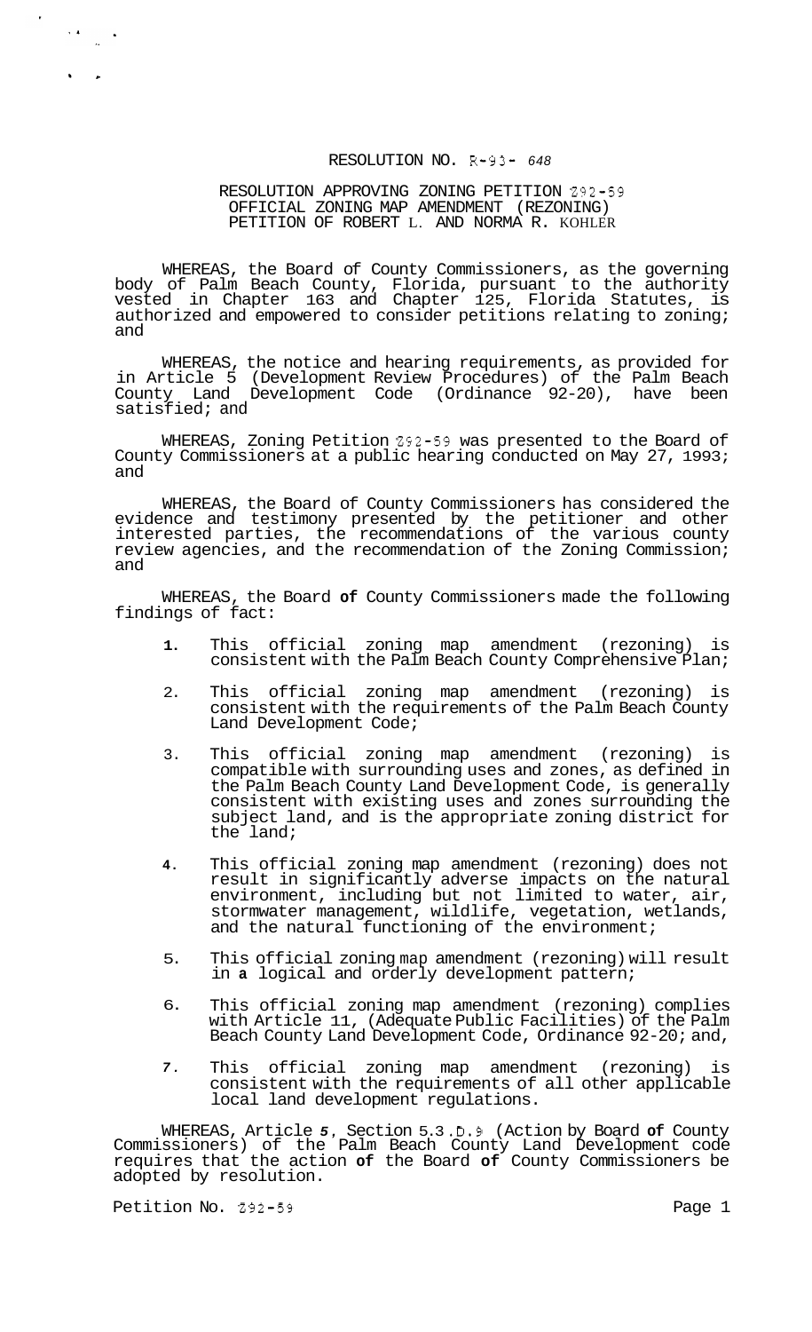RESOLUTION NO. R-93- 648

RESOLUTION APPROVING ZONING PETITION Z92-59
OFFICIAL ZONING MAP AMENDMENT (REZONING)
PETITION OF ROBERT L. AND NORMA R. KOHLER

WHEREAS, the Board of County Commissioners, as the governing body of Palm Beach County, Florida, pursuant to the authority vested in Chapter 163 and Chapter 125, Florida Statutes, is authorized and empowered to consider petitions relating to zoning; and

WHEREAS, the notice and hearing requirements, as provided for in Article 5 (Development Review Procedures) of the Palm Beach County Land Development Code (Ordinance 92-20), have been satisfied; and

WHEREAS, Zoning Petition Z92-59 was presented to the Board of County Commissioners at a public hearing conducted on May 27, 1993; and

WHEREAS, the Board of County Commissioners has considered the evidence and testimony presented by the petitioner and other interested parties, the recommendations of the various county review agencies, and the recommendation of the Zoning Commission; and

WHEREAS, the Board **of** County Commissioners made the following findings of fact:

1. This official zoning map amendment (rezoning) is consistent with the Palm Beach County Comprehensive Plan;

2. This official zoning map amendment (rezoning) is consistent with the requirements of the Palm Beach County Land Development Code;

3. This official zoning map amendment (rezoning) is compatible with surrounding uses and zones, as defined in the Palm Beach County Land Development Code, is generally consistent with existing uses and zones surrounding the subject land, and is the appropriate zoning district for the land;

4. This official zoning map amendment (rezoning) does not result in significantly adverse impacts on the natural environment, including but not limited to water, air, stormwater management, wildlife, vegetation, wetlands, and the natural functioning of the environment;

5. This official zoning map amendment (rezoning) will result in **a** logical and orderly development pattern;

6. This official zoning map amendment (rezoning) complies with Article 11, (Adequate Public Facilities) of the Palm Beach County Land Development Code, Ordinance 92-20; and,

7. This official zoning map amendment (rezoning) is consistent with the requirements of all other applicable local land development regulations.

WHEREAS, Article *5*, Section 5.3.D.9 (Action by Board **of** County Commissioners) of the Palm Beach County Land Development code requires that the action **of** the Board **of** County Commissioners be adopted by resolution.

Petition No. Z92-59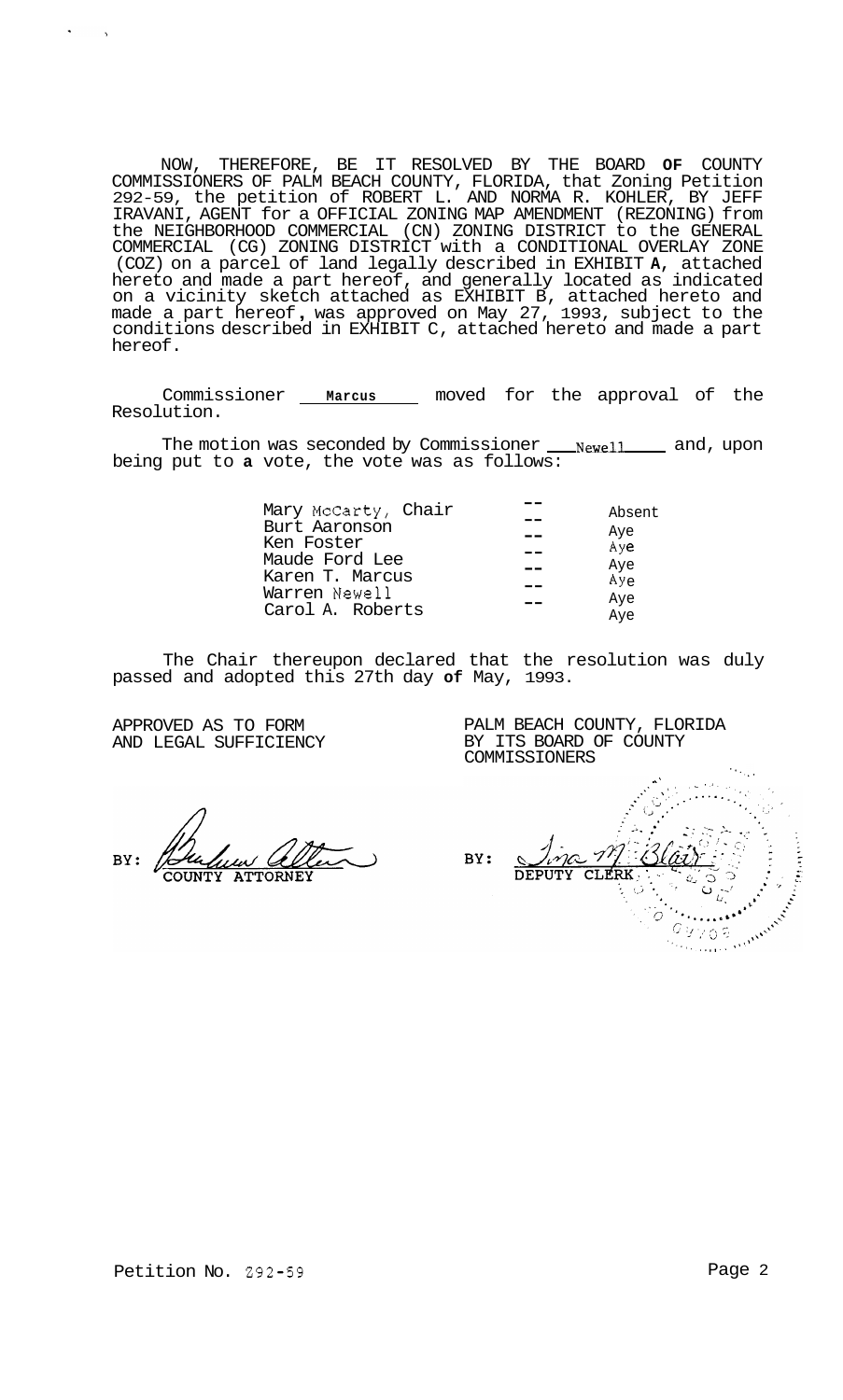NOW, THEREFORE, BE IT RESOLVED BY THE BOARD **OF** COUNTY COMMISSIONERS OF PALM BEACH COUNTY, FLORIDA, that Zoning Petition 292-59, the petition of ROBERT L. AND NORMA R. KOHLER, BY JEFF IRAVANI, AGENT for a OFFICIAL ZONING MAP AMENDMENT (REZONING) from the NEIGHBORHOOD COMMERCIAL (CN) ZONING DISTRICT to the GENERAL COMMERCIAL (CG) ZONING DISTRICT with a CONDITIONAL OVERLAY ZONE (COZ) on a parcel of land legally described in EXHIBIT **A**, attached hereto and made a part hereof, and generally located as indicated on a vicinity sketch attached as EXHIBIT B, attached hereto and made a part hereof, was approved on May 27, 1993, subject to the conditions described in EXHIBIT C, attached hereto and made a part hereof.

Commissioner **Marcus** moved for the approval of the Resolution.

The motion was seconded by Commissioner Newell and, upon being put to **a** vote, the vote was as follows:

| | | |
|---|---|---|
| Mary McCarty, Chair | -- | Absent |
| Burt Aaronson | -- | Aye |
| Ken Foster | -- | Aye |
| Maude Ford Lee | -- | Aye |
| Karen T. Marcus | -- | Aye |
| Warren Newell | -- | Aye |
| Carol A. Roberts | -- | Aye |

The Chair thereupon declared that the resolution was duly passed and adopted this 27th day **of** May, 1993.

APPROVED AS TO FORM AND LEGAL SUFFICIENCY

BY: COUNTY ATTORNEY

PALM BEACH COUNTY, FLORIDA BY ITS BOARD OF COUNTY COMMISSIONERS

BY: DEPUTY CLERK

Petition No. 292-59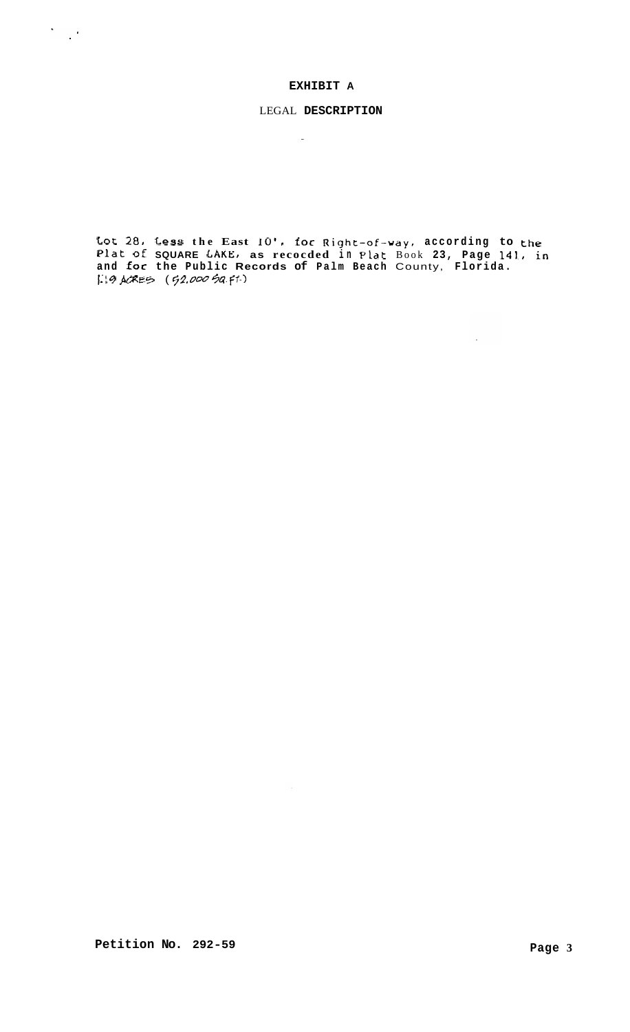# EXHIBIT A

## LEGAL DESCRIPTION

Lot 28, Less the East 10', for Right-of-way, according to the Plat of SQUARE LAKE, as recocded in Plat Book 23, Page 141, in and for the Public Records of Palm Beach County, Florida.
1.19 ACRES (52,000 SQ.FT.)

Petition No. 292-59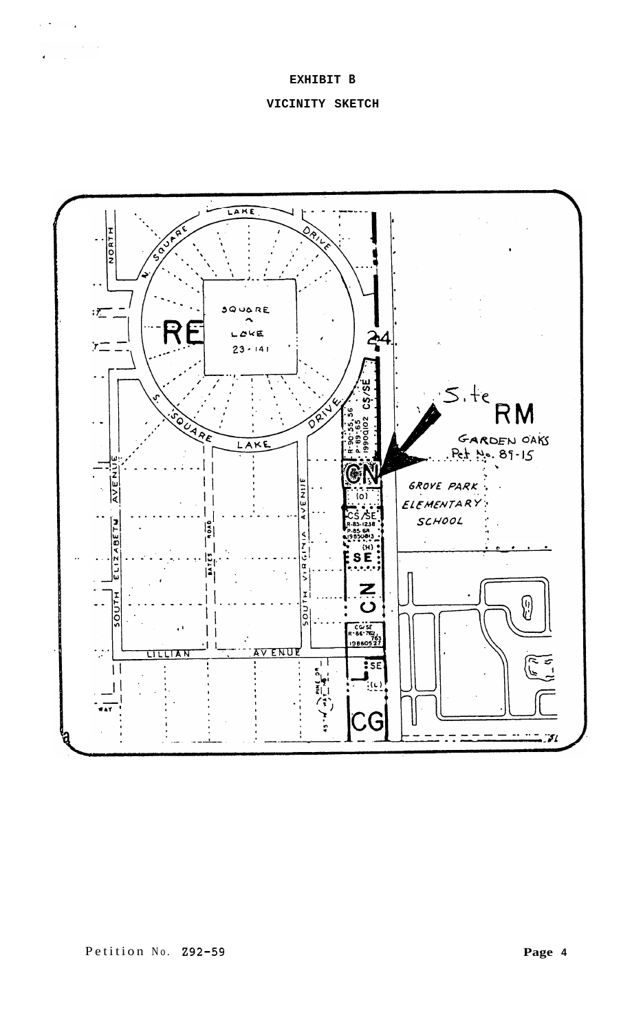# EXHIBIT B

## VICINITY SKETCH

LAKE

NORTH

N. SQUARE

DRIVE

SQUARE

LAKE

23-141

RE

24

S. SQUARE

LAKE

DRIVE

CS/SE

R-90-55,56

P-89-65

1990102

Site

RM

GARDEN OAKS

Pet. No. 89-15

CN

(O)

GROVE PARK

ELEMENTARY

SCHOOL

CS/SE

R-85-1238

P-85-68

19850813

(H)

SE

CN

CG/SE

R-86-762, 763

19860527

SE

(L)

CG

SOUTH ELIZABETH AVENUE

BATES ROAD

SOUTH VIRGINIA AVENUE

LILLIAN AVENUE

PINE DR

WAY

Petition No. Z92-59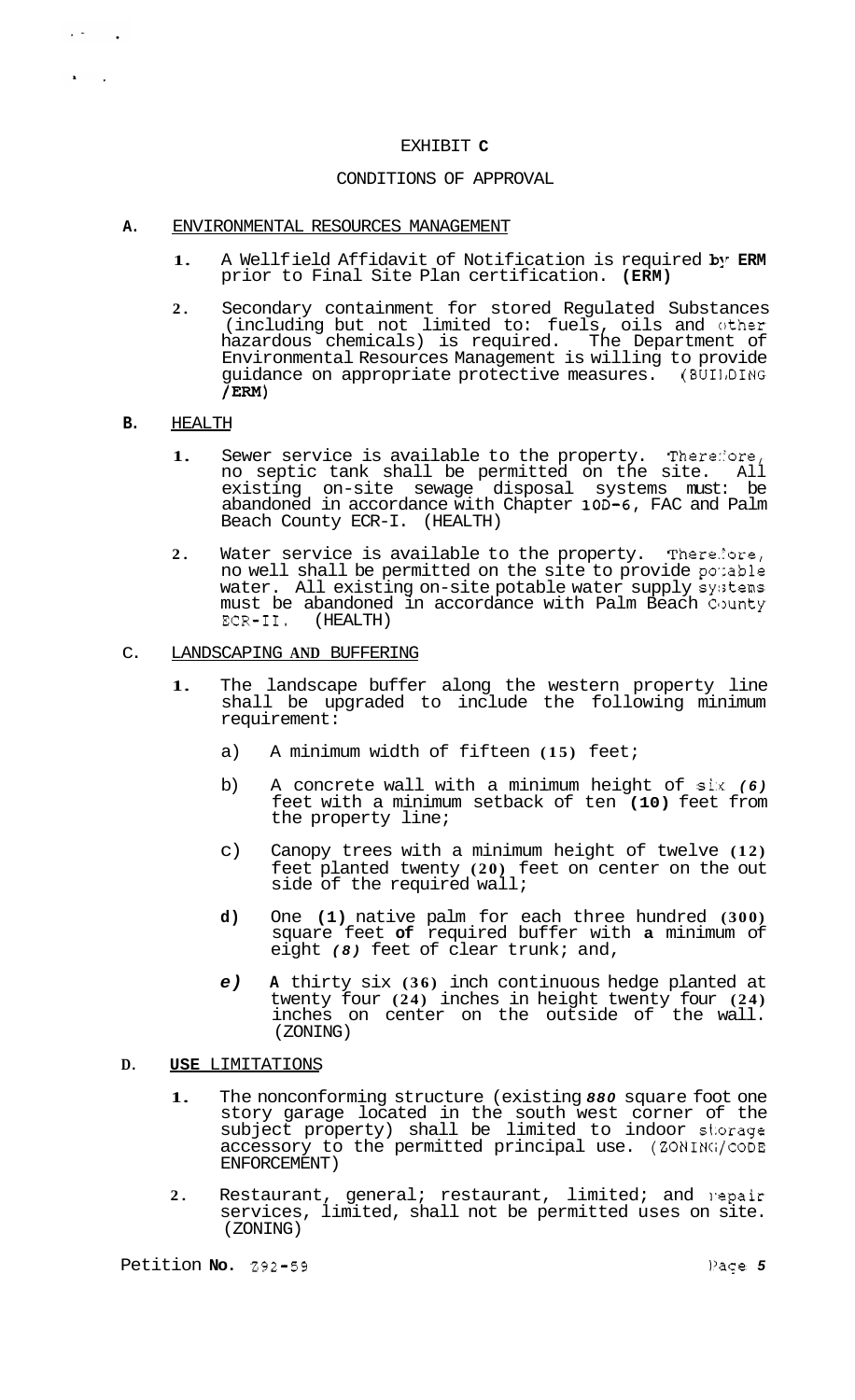# EXHIBIT C

## CONDITIONS OF APPROVAL

**A.** ENVIRONMENTAL RESOURCES MANAGEMENT

1. A Wellfield Affidavit of Notification is required by ERM prior to Final Site Plan certification. **(ERM)**

2. Secondary containment for stored Regulated Substances (including but not limited to: fuels, oils and other hazardous chemicals) is required. The Department of Environmental Resources Management is willing to provide guidance on appropriate protective measures. (BUILDING /ERM)

**B.** HEALTH

1. Sewer service is available to the property. Therefore, no septic tank shall be permitted on the site. All existing on-site sewage disposal systems must be abandoned in accordance with Chapter 10D-6, FAC and Palm Beach County ECR-I. (HEALTH)

2. Water service is available to the property. Therefore, no well shall be permitted on the site to provide potable water. All existing on-site potable water supply systems must be abandoned in accordance with Palm Beach County ECR-II. (HEALTH)

**C.** LANDSCAPING AND BUFFERING

1. The landscape buffer along the western property line shall be upgraded to include the following minimum requirement:

   a) A minimum width of fifteen (15) feet;

   b) A concrete wall with a minimum height of six (6) feet with a minimum setback of ten (10) feet from the property line;

   c) Canopy trees with a minimum height of twelve (12) feet planted twenty (20) feet on center on the out side of the required wall;

   d) One (1) native palm for each three hundred (300) square feet of required buffer with a minimum of eight (8) feet of clear trunk; and,

   e) A thirty six (36) inch continuous hedge planted at twenty four (24) inches in height twenty four (24) inches on center on the outside of the wall. (ZONING)

**D.** USE LIMITATIONS

1. The nonconforming structure (existing 880 square foot one story garage located in the south west corner of the subject property) shall be limited to indoor storage accessory to the permitted principal use. (ZONING/CODE ENFORCEMENT)

2. Restaurant, general; restaurant, limited; and repair services, limited, shall not be permitted uses on site. (ZONING)

Petition No. Z92-59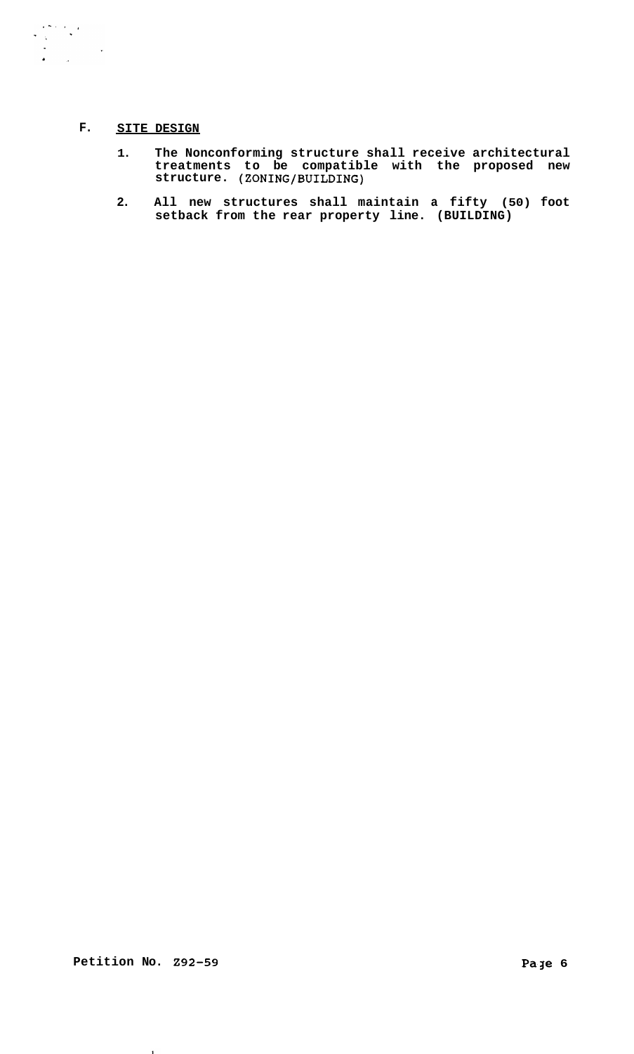## F. SITE DESIGN

1. **The Nonconforming structure shall receive architectural treatments to be compatible with the proposed new structure. (ZONING/BUILDING)**

2. **All new structures shall maintain a fifty (50) foot setback from the rear property line. (BUILDING)**

**Petition No. Z92-59**